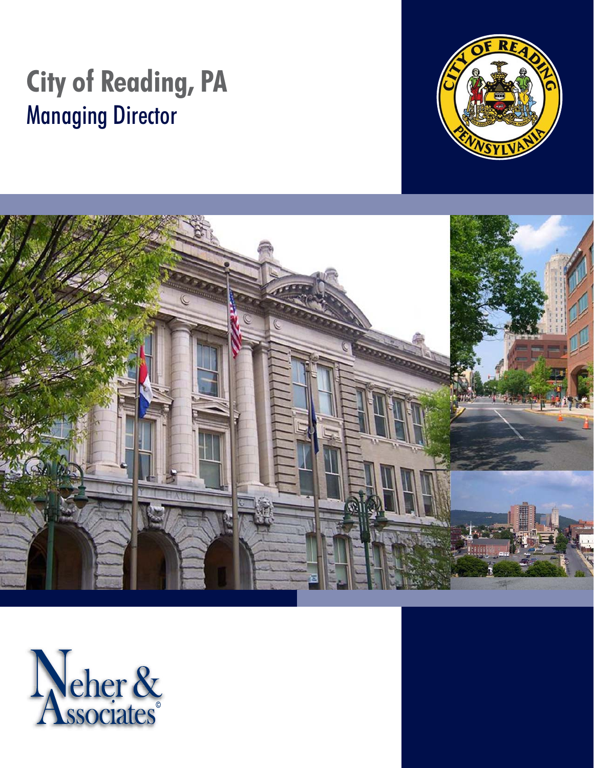# City of Reading, PA
## Managing Director

Neher & Associates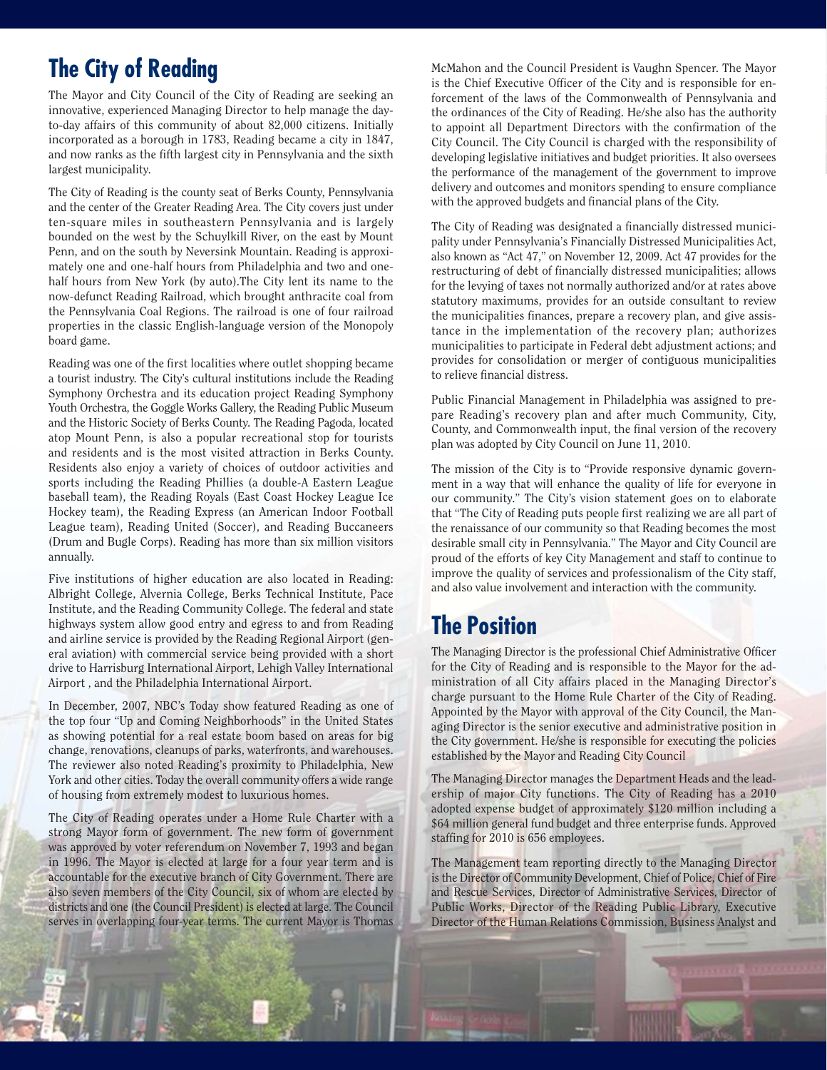## The City of Reading

The Mayor and City Council of the City of Reading are seeking an innovative, experienced Managing Director to help manage the day-to-day affairs of this community of about 82,000 citizens. Initially incorporated as a borough in 1783, Reading became a city in 1847, and now ranks as the fifth largest city in Pennsylvania and the sixth largest municipality.

The City of Reading is the county seat of Berks County, Pennsylvania and the center of the Greater Reading Area. The City covers just under ten-square miles in southeastern Pennsylvania and is largely bounded on the west by the Schuylkill River, on the east by Mount Penn, and on the south by Neversink Mountain. Reading is approximately one and one-half hours from Philadelphia and two and one-half hours from New York (by auto).The City lent its name to the now-defunct Reading Railroad, which brought anthracite coal from the Pennsylvania Coal Regions. The railroad is one of four railroad properties in the classic English-language version of the Monopoly board game.

Reading was one of the first localities where outlet shopping became a tourist industry. The City's cultural institutions include the Reading Symphony Orchestra and its education project Reading Symphony Youth Orchestra, the Goggle Works Gallery, the Reading Public Museum and the Historic Society of Berks County. The Reading Pagoda, located atop Mount Penn, is also a popular recreational stop for tourists and residents and is the most visited attraction in Berks County. Residents also enjoy a variety of choices of outdoor activities and sports including the Reading Phillies (a double-A Eastern League baseball team), the Reading Royals (East Coast Hockey League Ice Hockey team), the Reading Express (an American Indoor Football League team), Reading United (Soccer), and Reading Buccaneers (Drum and Bugle Corps). Reading has more than six million visitors annually.

Five institutions of higher education are also located in Reading: Albright College, Alvernia College, Berks Technical Institute, Pace Institute, and the Reading Community College. The federal and state highways system allow good entry and egress to and from Reading and airline service is provided by the Reading Regional Airport (general aviation) with commercial service being provided with a short drive to Harrisburg International Airport, Lehigh Valley International Airport , and the Philadelphia International Airport.

In December, 2007, NBC's Today show featured Reading as one of the top four "Up and Coming Neighborhoods" in the United States as showing potential for a real estate boom based on areas for big change, renovations, cleanups of parks, waterfronts, and warehouses. The reviewer also noted Reading's proximity to Philadelphia, New York and other cities. Today the overall community offers a wide range of housing from extremely modest to luxurious homes.

The City of Reading operates under a Home Rule Charter with a strong Mayor form of government. The new form of government was approved by voter referendum on November 7, 1993 and began in 1996. The Mayor is elected at large for a four year term and is accountable for the executive branch of City Government. There are also seven members of the City Council, six of whom are elected by districts and one (the Council President) is elected at large. The Council serves in overlapping four-year terms. The current Mayor is Thomas McMahon and the Council President is Vaughn Spencer. The Mayor is the Chief Executive Officer of the City and is responsible for enforcement of the laws of the Commonwealth of Pennsylvania and the ordinances of the City of Reading. He/she also has the authority to appoint all Department Directors with the confirmation of the City Council. The City Council is charged with the responsibility of developing legislative initiatives and budget priorities. It also oversees the performance of the management of the government to improve delivery and outcomes and monitors spending to ensure compliance with the approved budgets and financial plans of the City.

The City of Reading was designated a financially distressed municipality under Pennsylvania's Financially Distressed Municipalities Act, also known as "Act 47," on November 12, 2009. Act 47 provides for the restructuring of debt of financially distressed municipalities; allows for the levying of taxes not normally authorized and/or at rates above statutory maximums, provides for an outside consultant to review the municipalities finances, prepare a recovery plan, and give assistance in the implementation of the recovery plan; authorizes municipalities to participate in Federal debt adjustment actions; and provides for consolidation or merger of contiguous municipalities to relieve financial distress.

Public Financial Management in Philadelphia was assigned to prepare Reading's recovery plan and after much Community, City, County, and Commonwealth input, the final version of the recovery plan was adopted by City Council on June 11, 2010.

The mission of the City is to "Provide responsive dynamic government in a way that will enhance the quality of life for everyone in our community." The City's vision statement goes on to elaborate that "The City of Reading puts people first realizing we are all part of the renaissance of our community so that Reading becomes the most desirable small city in Pennsylvania." The Mayor and City Council are proud of the efforts of key City Management and staff to continue to improve the quality of services and professionalism of the City staff, and also value involvement and interaction with the community.

## The Position

The Managing Director is the professional Chief Administrative Officer for the City of Reading and is responsible to the Mayor for the administration of all City affairs placed in the Managing Director's charge pursuant to the Home Rule Charter of the City of Reading. Appointed by the Mayor with approval of the City Council, the Managing Director is the senior executive and administrative position in the City government. He/she is responsible for executing the policies established by the Mayor and Reading City Council

The Managing Director manages the Department Heads and the leadership of major City functions. The City of Reading has a 2010 adopted expense budget of approximately $120 million including a $64 million general fund budget and three enterprise funds. Approved staffing for 2010 is 656 employees.

The Management team reporting directly to the Managing Director is the Director of Community Development, Chief of Police, Chief of Fire and Rescue Services, Director of Administrative Services, Director of Public Works, Director of the Reading Public Library, Executive Director of the Human Relations Commission, Business Analyst and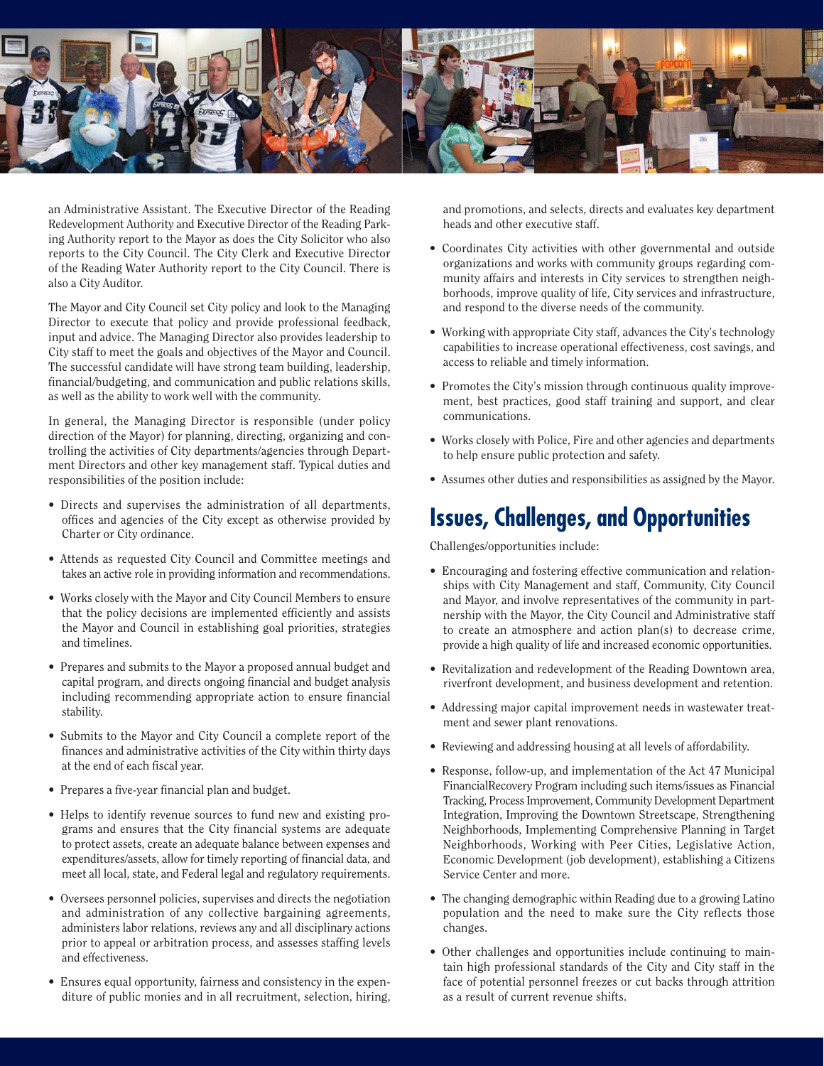an Administrative Assistant. The Executive Director of the Reading Redevelopment Authority and Executive Director of the Reading Parking Authority report to the Mayor as does the City Solicitor who also reports to the City Council. The City Clerk and Executive Director of the Reading Water Authority report to the City Council. There is also a City Auditor.

The Mayor and City Council set City policy and look to the Managing Director to execute that policy and provide professional feedback, input and advice. The Managing Director also provides leadership to City staff to meet the goals and objectives of the Mayor and Council. The successful candidate will have strong team building, leadership, financial/budgeting, and communication and public relations skills, as well as the ability to work well with the community.

In general, the Managing Director is responsible (under policy direction of the Mayor) for planning, directing, organizing and controlling the activities of City departments/agencies through Department Directors and other key management staff. Typical duties and responsibilities of the position include:

- Directs and supervises the administration of all departments, offices and agencies of the City except as otherwise provided by Charter or City ordinance.
- Attends as requested City Council and Committee meetings and takes an active role in providing information and recommendations.
- Works closely with the Mayor and City Council Members to ensure that the policy decisions are implemented efficiently and assists the Mayor and Council in establishing goal priorities, strategies and timelines.
- Prepares and submits to the Mayor a proposed annual budget and capital program, and directs ongoing financial and budget analysis including recommending appropriate action to ensure financial stability.
- Submits to the Mayor and City Council a complete report of the finances and administrative activities of the City within thirty days at the end of each fiscal year.
- Prepares a five-year financial plan and budget.
- Helps to identify revenue sources to fund new and existing programs and ensures that the City financial systems are adequate to protect assets, create an adequate balance between expenses and expenditures/assets, allow for timely reporting of financial data, and meet all local, state, and Federal legal and regulatory requirements.
- Oversees personnel policies, supervises and directs the negotiation and administration of any collective bargaining agreements, administers labor relations, reviews any and all disciplinary actions prior to appeal or arbitration process, and assesses staffing levels and effectiveness.
- Ensures equal opportunity, fairness and consistency in the expenditure of public monies and in all recruitment, selection, hiring, and promotions, and selects, directs and evaluates key department heads and other executive staff.
- Coordinates City activities with other governmental and outside organizations and works with community groups regarding community affairs and interests in City services to strengthen neighborhoods, improve quality of life, City services and infrastructure, and respond to the diverse needs of the community.
- Working with appropriate City staff, advances the City's technology capabilities to increase operational effectiveness, cost savings, and access to reliable and timely information.
- Promotes the City's mission through continuous quality improvement, best practices, good staff training and support, and clear communications.
- Works closely with Police, Fire and other agencies and departments to help ensure public protection and safety.
- Assumes other duties and responsibilities as assigned by the Mayor.

## Issues, Challenges, and Opportunities

Challenges/opportunities include:

- Encouraging and fostering effective communication and relationships with City Management and staff, Community, City Council and Mayor, and involve representatives of the community in partnership with the Mayor, the City Council and Administrative staff to create an atmosphere and action plan(s) to decrease crime, provide a high quality of life and increased economic opportunities.
- Revitalization and redevelopment of the Reading Downtown area, riverfront development, and business development and retention.
- Addressing major capital improvement needs in wastewater treatment and sewer plant renovations.
- Reviewing and addressing housing at all levels of affordability.
- Response, follow-up, and implementation of the Act 47 Municipal FinancialRecovery Program including such items/issues as Financial Tracking, Process Improvement, Community Development Department Integration, Improving the Downtown Streetscape, Strengthening Neighborhoods, Implementing Comprehensive Planning in Target Neighborhoods, Working with Peer Cities, Legislative Action, Economic Development (job development), establishing a Citizens Service Center and more.
- The changing demographic within Reading due to a growing Latino population and the need to make sure the City reflects those changes.
- Other challenges and opportunities include continuing to maintain high professional standards of the City and City staff in the face of potential personnel freezes or cut backs through attrition as a result of current revenue shifts.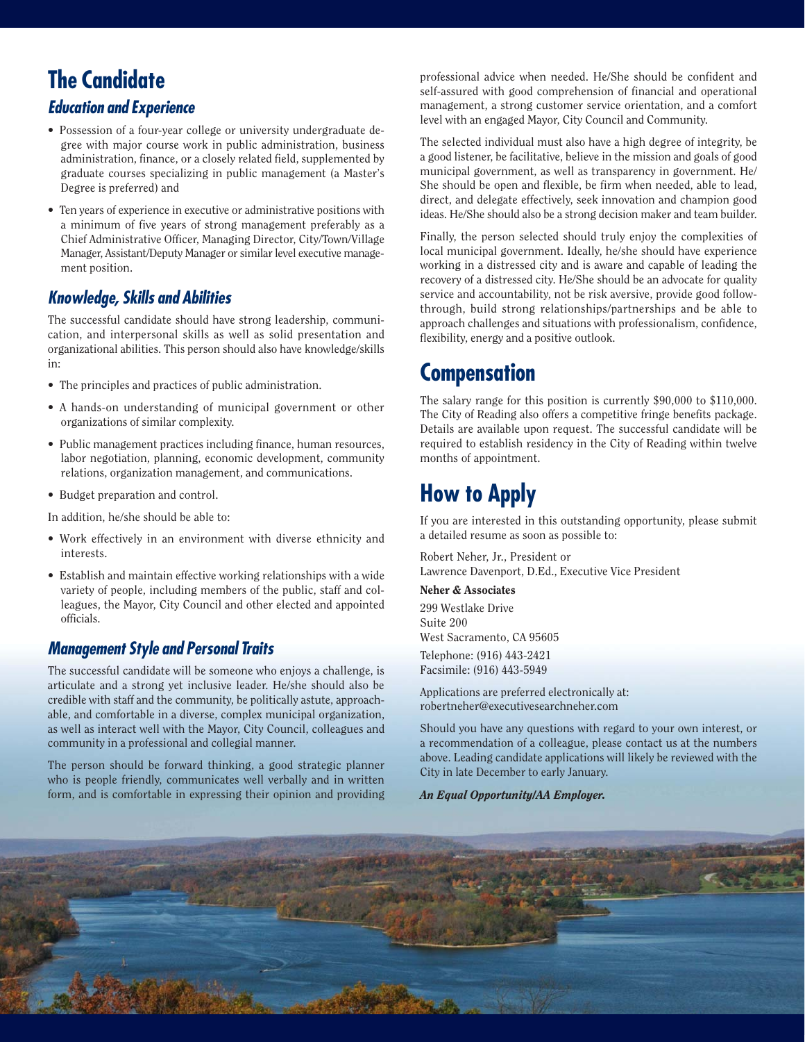# The Candidate

## Education and Experience

- Possession of a four-year college or university undergraduate degree with major course work in public administration, business administration, finance, or a closely related field, supplemented by graduate courses specializing in public management (a Master's Degree is preferred) and
- Ten years of experience in executive or administrative positions with a minimum of five years of strong management preferably as a Chief Administrative Officer, Managing Director, City/Town/Village Manager, Assistant/Deputy Manager or similar level executive management position.

## Knowledge, Skills and Abilities

The successful candidate should have strong leadership, communication, and interpersonal skills as well as solid presentation and organizational abilities. This person should also have knowledge/skills in:

- The principles and practices of public administration.
- A hands-on understanding of municipal government or other organizations of similar complexity.
- Public management practices including finance, human resources, labor negotiation, planning, economic development, community relations, organization management, and communications.
- Budget preparation and control.

In addition, he/she should be able to:

- Work effectively in an environment with diverse ethnicity and interests.
- Establish and maintain effective working relationships with a wide variety of people, including members of the public, staff and colleagues, the Mayor, City Council and other elected and appointed officials.

## Management Style and Personal Traits

The successful candidate will be someone who enjoys a challenge, is articulate and a strong yet inclusive leader. He/she should also be credible with staff and the community, be politically astute, approachable, and comfortable in a diverse, complex municipal organization, as well as interact well with the Mayor, City Council, colleagues and community in a professional and collegial manner.

The person should be forward thinking, a good strategic planner who is people friendly, communicates well verbally and in written form, and is comfortable in expressing their opinion and providing professional advice when needed. He/She should be confident and self-assured with good comprehension of financial and operational management, a strong customer service orientation, and a comfort level with an engaged Mayor, City Council and Community.

The selected individual must also have a high degree of integrity, be a good listener, be facilitative, believe in the mission and goals of good municipal government, as well as transparency in government. He/She should be open and flexible, be firm when needed, able to lead, direct, and delegate effectively, seek innovation and champion good ideas. He/She should also be a strong decision maker and team builder.

Finally, the person selected should truly enjoy the complexities of local municipal government. Ideally, he/she should have experience working in a distressed city and is aware and capable of leading the recovery of a distressed city. He/She should be an advocate for quality service and accountability, not be risk aversive, provide good follow-through, build strong relationships/partnerships and be able to approach challenges and situations with professionalism, confidence, flexibility, energy and a positive outlook.

# Compensation

The salary range for this position is currently $90,000 to $110,000. The City of Reading also offers a competitive fringe benefits package. Details are available upon request. The successful candidate will be required to establish residency in the City of Reading within twelve months of appointment.

# How to Apply

If you are interested in this outstanding opportunity, please submit a detailed resume as soon as possible to:

Robert Neher, Jr., President or
Lawrence Davenport, D.Ed., Executive Vice President

**Neher & Associates**
299 Westlake Drive
Suite 200
West Sacramento, CA 95605
Telephone: (916) 443-2421
Facsimile: (916) 443-5949

Applications are preferred electronically at:
robertneher@executivesearchneher.com

Should you have any questions with regard to your own interest, or a recommendation of a colleague, please contact us at the numbers above. Leading candidate applications will likely be reviewed with the City in late December to early January.

***An Equal Opportunity/AA Employer.***